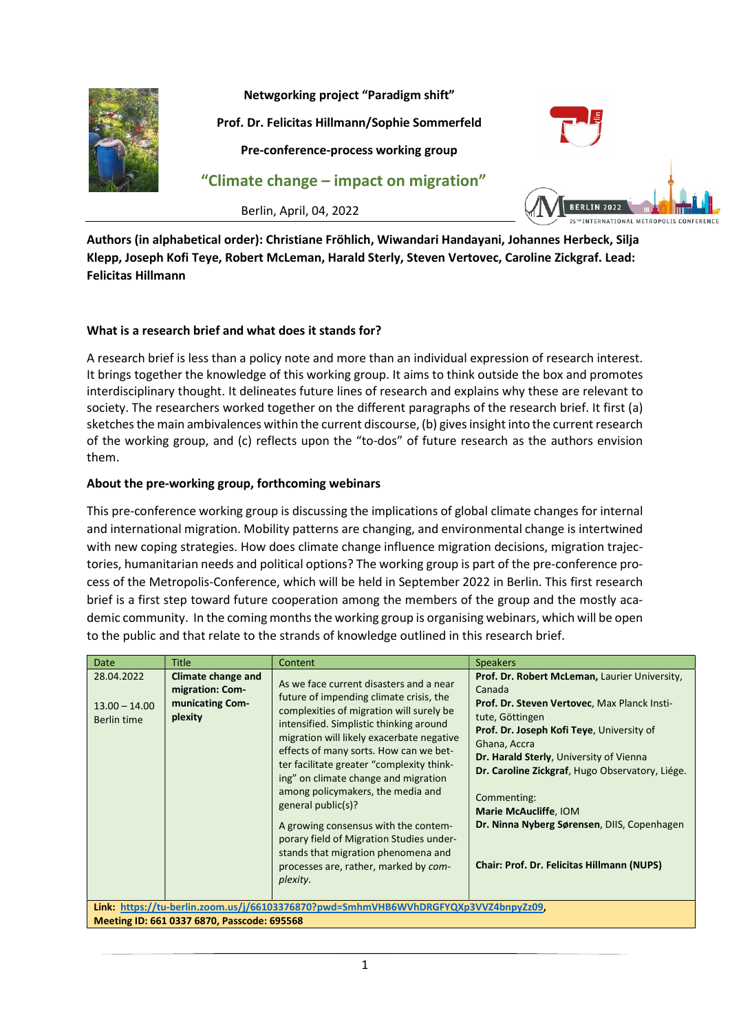**Netgworking project "Paradigm shift"**

**Prof. Dr. Felicitas Hillmann/Sophie Sommerfeld**

**Pre-conference-process working group**

## "Climate change – impact on migration"

Berlin, April, 04, 2022

**Authors (in alphabetical order): Christiane Fröhlich, Wiwandari Handayani, Johannes Herbeck, Silja Klepp, Joseph Kofi Teye, Robert McLeman, Harald Sterly, Steven Vertovec, Caroline Zickgraf. Lead: Felicitas Hillmann**

### What is a research brief and what does it stands for?

A research brief is less than a policy note and more than an individual expression of research interest. It brings together the knowledge of this working group. It aims to think outside the box and promotes interdisciplinary thought. It delineates future lines of research and explains why these are relevant to society. The researchers worked together on the different paragraphs of the research brief. It first (a) sketches the main ambivalences within the current discourse, (b) gives insight into the current research of the working group, and (c) reflects upon the "to-dos" of future research as the authors envision them.

### About the pre-working group, forthcoming webinars

This pre-conference working group is discussing the implications of global climate changes for internal and international migration. Mobility patterns are changing, and environmental change is intertwined with new coping strategies. How does climate change influence migration decisions, migration trajectories, humanitarian needs and political options? The working group is part of the pre-conference process of the Metropolis-Conference, which will be held in September 2022 in Berlin. This first research brief is a first step toward future cooperation among the members of the group and the mostly academic community. In the coming months the working group is organising webinars, which will be open to the public and that relate to the strands of knowledge outlined in this research brief.

| Date | Title | Content | Speakers |
|---|---|---|---|
| 28.04.2022<br><br>13.00 – 14.00 Berlin time | **Climate change and migration: Communicating Complexity** | As we face current disasters and a near future of impending climate crisis, the complexities of migration will surely be intensified. Simplistic thinking around migration will likely exacerbate negative effects of many sorts. How can we better facilitate greater "complexity thinking" on climate change and migration among policymakers, the media and general public(s)?<br><br>A growing consensus with the contemporary field of Migration Studies understands that migration phenomena and processes are, rather, marked by *complexity*. | **Prof. Dr. Robert McLeman**, Laurier University, Canada<br>**Prof. Dr. Steven Vertovec**, Max Planck Institute, Göttingen<br>**Prof. Dr. Joseph Kofi Teye**, University of Ghana, Accra<br>**Dr. Harald Sterly**, University of Vienna<br>**Dr. Caroline Zickgraf**, Hugo Observatory, Liége.<br><br>Commenting:<br>**Marie McAucliffe**, IOM<br>**Dr. Ninna Nyberg Sørensen**, DIIS, Copenhagen<br><br>**Chair: Prof. Dr. Felicitas Hillmann (NUPS)** |
| **Link: https://tu-berlin.zoom.us/j/66103376870?pwd=SmhmVHB6WVhDRGFYQXp3VVZ4bnpyZz09, Meeting ID: 661 0337 6870, Passcode: 695568** | | | |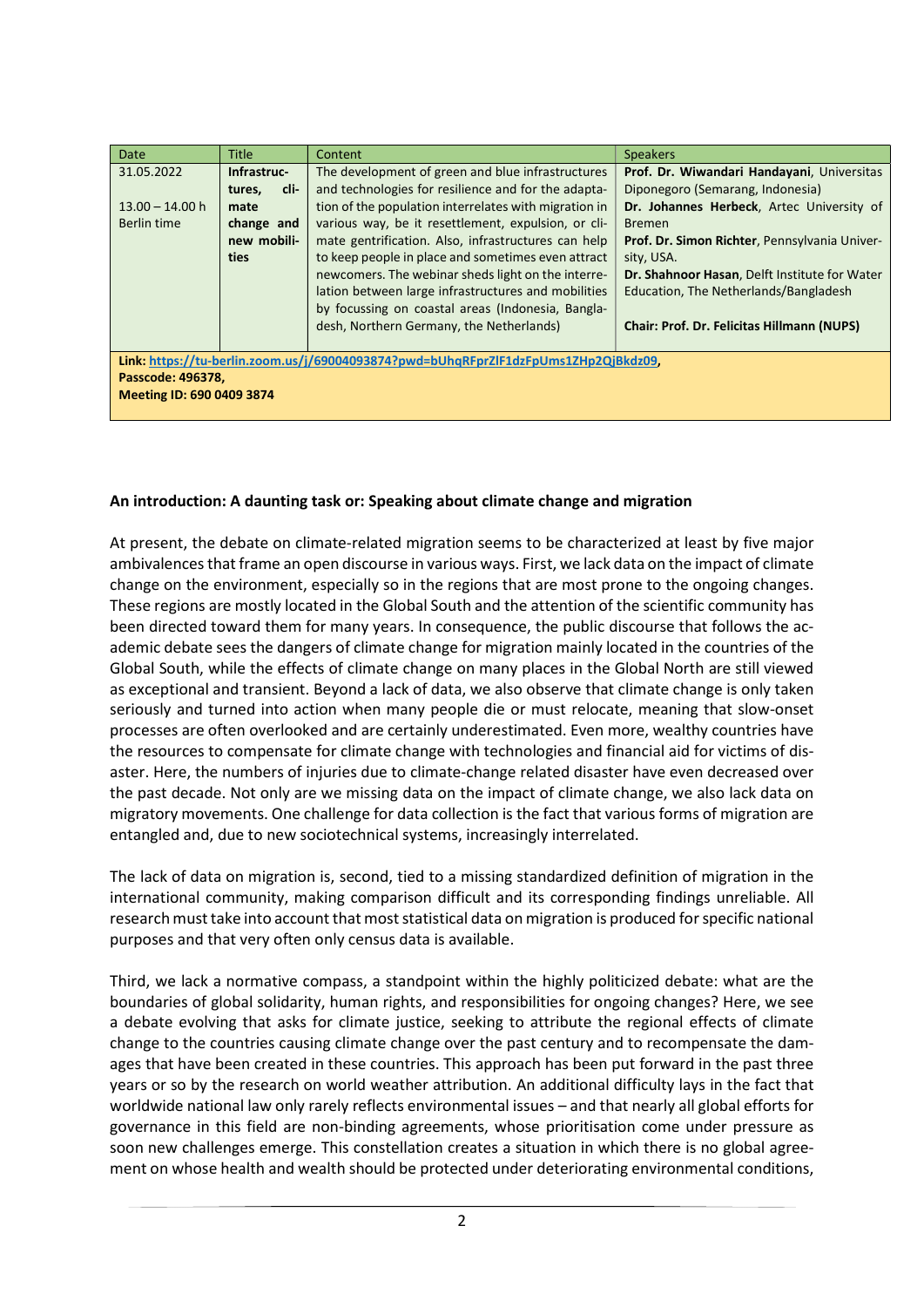| Date | Title | Content | Speakers |
|---|---|---|---|
| 31.05.2022<br><br>13.00 – 14.00 h Berlin time | **Infrastructures, climate change and new mobilities** | The development of green and blue infrastructures and technologies for resilience and for the adaptation of the population interrelates with migration in various way, be it resettlement, expulsion, or climate gentrification. Also, infrastructures can help to keep people in place and sometimes even attract newcomers. The webinar sheds light on the interrelation between large infrastructures and mobilities by focussing on coastal areas (Indonesia, Bangladesh, Northern Germany, the Netherlands) | **Prof. Dr. Wiwandari Handayani**, Universitas Diponegoro (Semarang, Indonesia)<br>**Dr. Johannes Herbeck**, Artec University of Bremen<br>**Prof. Dr. Simon Richter**, Pennsylvania University, USA.<br>**Dr. Shahnoor Hasan**, Delft Institute for Water Education, The Netherlands/Bangladesh<br><br>**Chair: Prof. Dr. Felicitas Hillmann (NUPS)** |
| **Link: https://tu-berlin.zoom.us/j/69004093874?pwd=bUhqRFprZlF1dzFpUms1ZHp2QjBkdz09,**<br>**Passcode: 496378,**<br>**Meeting ID: 690 0409 3874** | | | |

**An introduction: A daunting task or: Speaking about climate change and migration**

At present, the debate on climate-related migration seems to be characterized at least by five major ambivalences that frame an open discourse in various ways. First, we lack data on the impact of climate change on the environment, especially so in the regions that are most prone to the ongoing changes. These regions are mostly located in the Global South and the attention of the scientific community has been directed toward them for many years. In consequence, the public discourse that follows the academic debate sees the dangers of climate change for migration mainly located in the countries of the Global South, while the effects of climate change on many places in the Global North are still viewed as exceptional and transient. Beyond a lack of data, we also observe that climate change is only taken seriously and turned into action when many people die or must relocate, meaning that slow-onset processes are often overlooked and are certainly underestimated. Even more, wealthy countries have the resources to compensate for climate change with technologies and financial aid for victims of disaster. Here, the numbers of injuries due to climate-change related disaster have even decreased over the past decade. Not only are we missing data on the impact of climate change, we also lack data on migratory movements. One challenge for data collection is the fact that various forms of migration are entangled and, due to new sociotechnical systems, increasingly interrelated.

The lack of data on migration is, second, tied to a missing standardized definition of migration in the international community, making comparison difficult and its corresponding findings unreliable. All research must take into account that most statistical data on migration is produced for specific national purposes and that very often only census data is available.

Third, we lack a normative compass, a standpoint within the highly politicized debate: what are the boundaries of global solidarity, human rights, and responsibilities for ongoing changes? Here, we see a debate evolving that asks for climate justice, seeking to attribute the regional effects of climate change to the countries causing climate change over the past century and to recompensate the damages that have been created in these countries. This approach has been put forward in the past three years or so by the research on world weather attribution. An additional difficulty lays in the fact that worldwide national law only rarely reflects environmental issues – and that nearly all global efforts for governance in this field are non-binding agreements, whose prioritisation come under pressure as soon new challenges emerge. This constellation creates a situation in which there is no global agreement on whose health and wealth should be protected under deteriorating environmental conditions,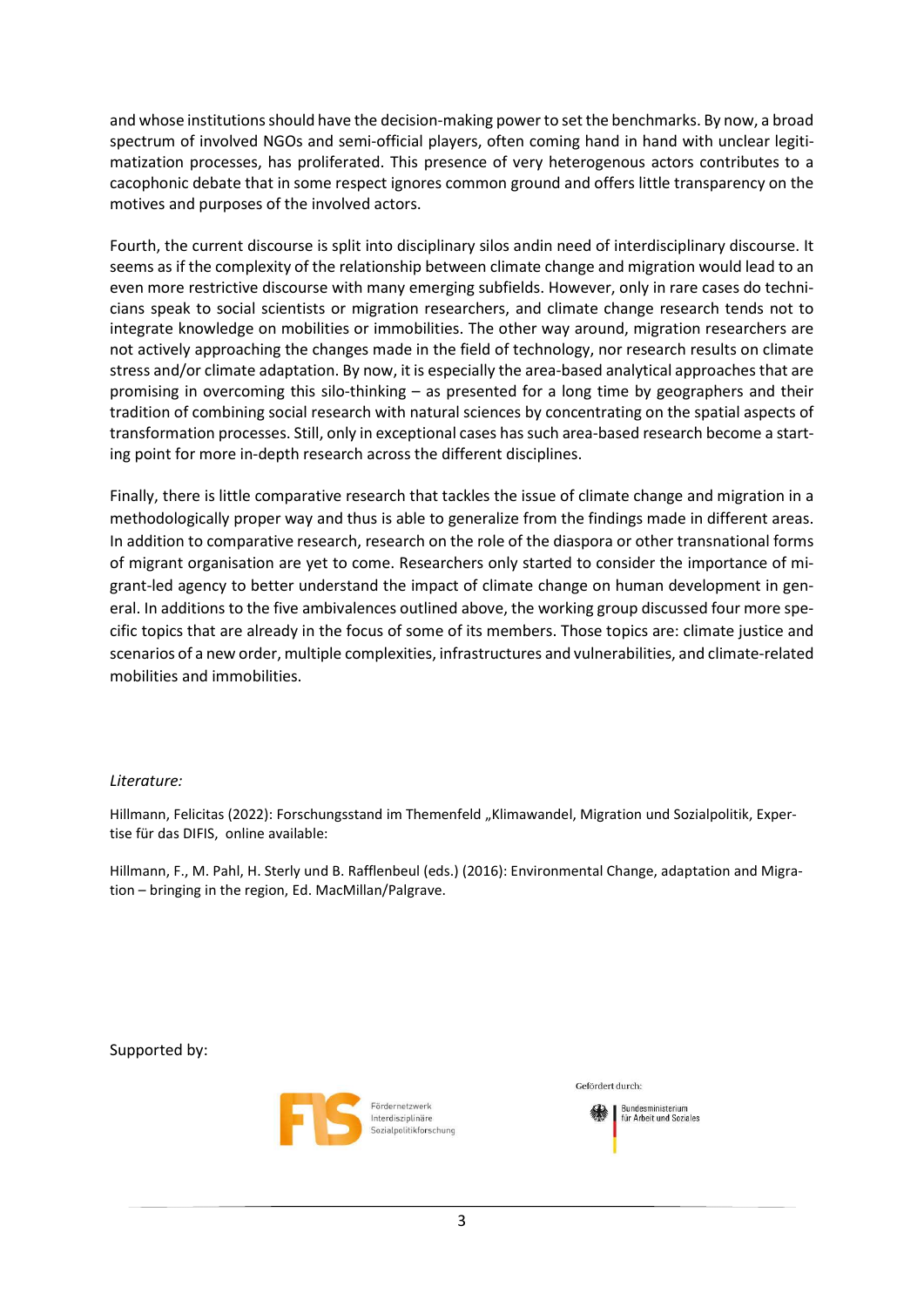and whose institutions should have the decision-making power to set the benchmarks. By now, a broad spectrum of involved NGOs and semi-official players, often coming hand in hand with unclear legitimatization processes, has proliferated. This presence of very heterogenous actors contributes to a cacophonic debate that in some respect ignores common ground and offers little transparency on the motives and purposes of the involved actors.

Fourth, the current discourse is split into disciplinary silos andin need of interdisciplinary discourse. It seems as if the complexity of the relationship between climate change and migration would lead to an even more restrictive discourse with many emerging subfields. However, only in rare cases do technicians speak to social scientists or migration researchers, and climate change research tends not to integrate knowledge on mobilities or immobilities. The other way around, migration researchers are not actively approaching the changes made in the field of technology, nor research results on climate stress and/or climate adaptation. By now, it is especially the area-based analytical approaches that are promising in overcoming this silo-thinking – as presented for a long time by geographers and their tradition of combining social research with natural sciences by concentrating on the spatial aspects of transformation processes. Still, only in exceptional cases has such area-based research become a starting point for more in-depth research across the different disciplines.

Finally, there is little comparative research that tackles the issue of climate change and migration in a methodologically proper way and thus is able to generalize from the findings made in different areas. In addition to comparative research, research on the role of the diaspora or other transnational forms of migrant organisation are yet to come. Researchers only started to consider the importance of migrant-led agency to better understand the impact of climate change on human development in general. In additions to the five ambivalences outlined above, the working group discussed four more specific topics that are already in the focus of some of its members. Those topics are: climate justice and scenarios of a new order, multiple complexities, infrastructures and vulnerabilities, and climate-related mobilities and immobilities.

*Literature:*

Hillmann, Felicitas (2022): Forschungsstand im Themenfeld „Klimawandel, Migration und Sozialpolitik, Expertise für das DIFIS, online available:

Hillmann, F., M. Pahl, H. Sterly und B. Rafflenbeul (eds.) (2016): Environmental Change, adaptation and Migration – bringing in the region, Ed. MacMillan/Palgrave.

Supported by:

Fördernetzwerk Interdisziplinäre Sozialpolitikforschung

Gefördert durch: Bundesministerium für Arbeit und Soziales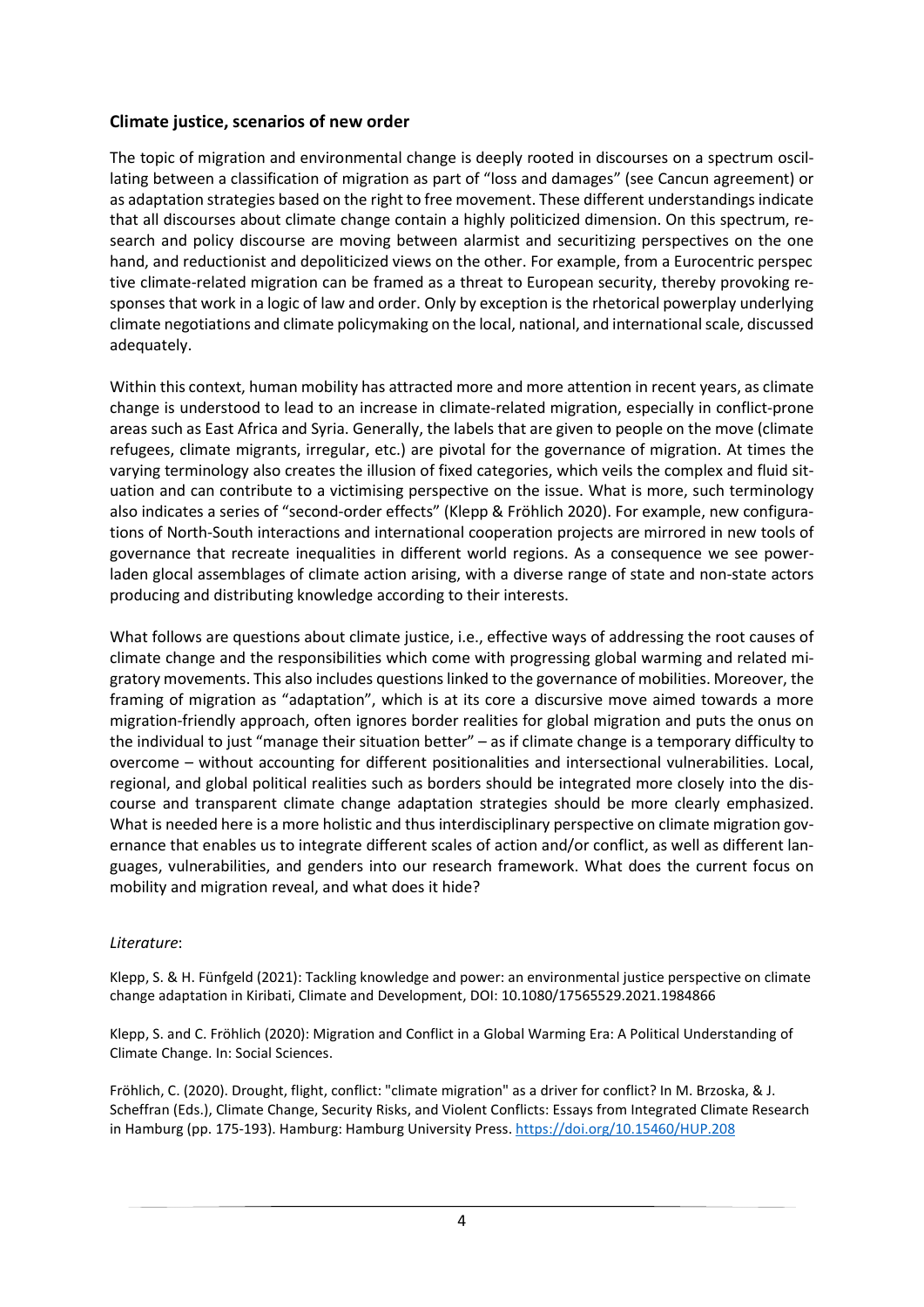### Climate justice, scenarios of new order

The topic of migration and environmental change is deeply rooted in discourses on a spectrum oscillating between a classification of migration as part of "loss and damages" (see Cancun agreement) or as adaptation strategies based on the right to free movement. These different understandings indicate that all discourses about climate change contain a highly politicized dimension. On this spectrum, research and policy discourse are moving between alarmist and securitizing perspectives on the one hand, and reductionist and depoliticized views on the other. For example, from a Eurocentric perspective climate-related migration can be framed as a threat to European security, thereby provoking responses that work in a logic of law and order. Only by exception is the rhetorical powerplay underlying climate negotiations and climate policymaking on the local, national, and international scale, discussed adequately.

Within this context, human mobility has attracted more and more attention in recent years, as climate change is understood to lead to an increase in climate-related migration, especially in conflict-prone areas such as East Africa and Syria. Generally, the labels that are given to people on the move (climate refugees, climate migrants, irregular, etc.) are pivotal for the governance of migration. At times the varying terminology also creates the illusion of fixed categories, which veils the complex and fluid situation and can contribute to a victimising perspective on the issue. What is more, such terminology also indicates a series of "second-order effects" (Klepp & Fröhlich 2020). For example, new configurations of North-South interactions and international cooperation projects are mirrored in new tools of governance that recreate inequalities in different world regions. As a consequence we see power-laden glocal assemblages of climate action arising, with a diverse range of state and non-state actors producing and distributing knowledge according to their interests.

What follows are questions about climate justice, i.e., effective ways of addressing the root causes of climate change and the responsibilities which come with progressing global warming and related migratory movements. This also includes questions linked to the governance of mobilities. Moreover, the framing of migration as "adaptation", which is at its core a discursive move aimed towards a more migration-friendly approach, often ignores border realities for global migration and puts the onus on the individual to just "manage their situation better" – as if climate change is a temporary difficulty to overcome – without accounting for different positionalities and intersectional vulnerabilities. Local, regional, and global political realities such as borders should be integrated more closely into the discourse and transparent climate change adaptation strategies should be more clearly emphasized. What is needed here is a more holistic and thus interdisciplinary perspective on climate migration governance that enables us to integrate different scales of action and/or conflict, as well as different languages, vulnerabilities, and genders into our research framework. What does the current focus on mobility and migration reveal, and what does it hide?

*Literature*:

Klepp, S. & H. Fünfgeld (2021): Tackling knowledge and power: an environmental justice perspective on climate change adaptation in Kiribati, Climate and Development, DOI: 10.1080/17565529.2021.1984866

Klepp, S. and C. Fröhlich (2020): Migration and Conflict in a Global Warming Era: A Political Understanding of Climate Change. In: Social Sciences.

Fröhlich, C. (2020). Drought, flight, conflict: "climate migration" as a driver for conflict? In M. Brzoska, & J. Scheffran (Eds.), Climate Change, Security Risks, and Violent Conflicts: Essays from Integrated Climate Research in Hamburg (pp. 175-193). Hamburg: Hamburg University Press. https://doi.org/10.15460/HUP.208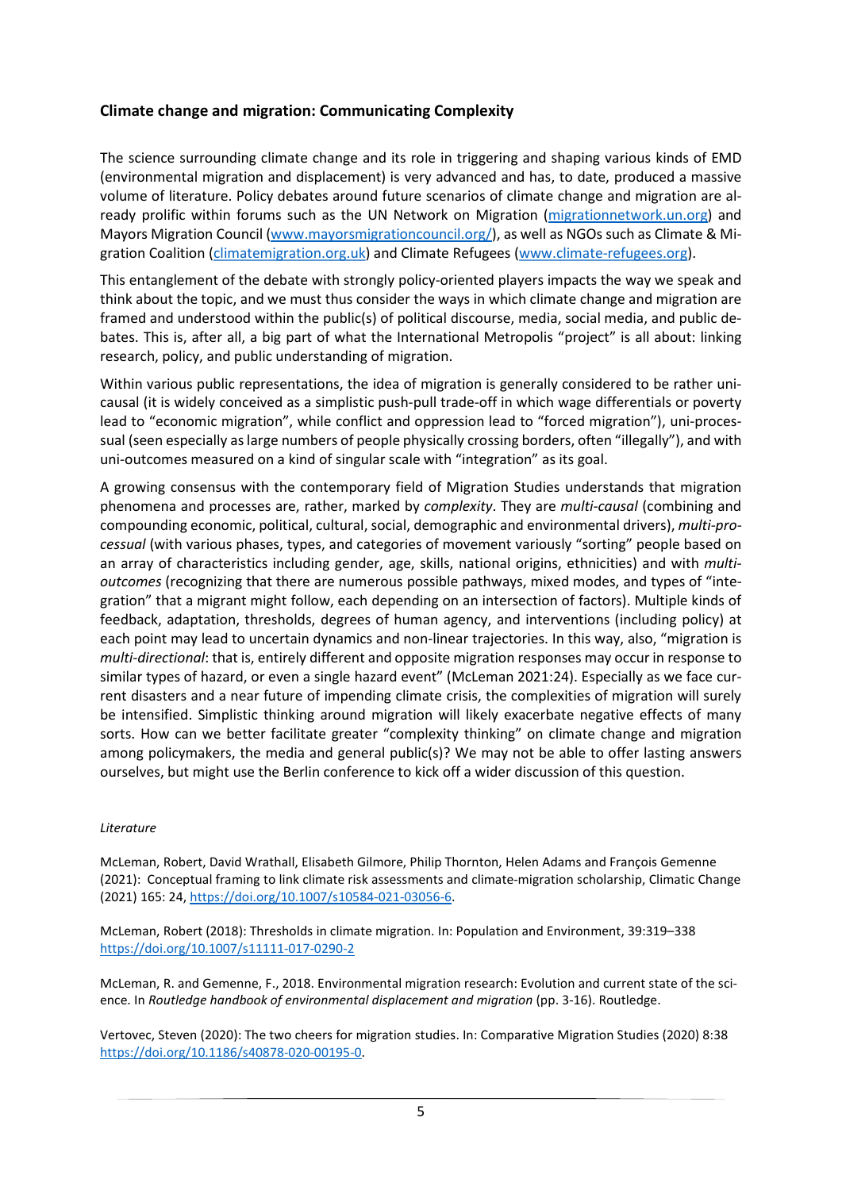## Climate change and migration: Communicating Complexity

The science surrounding climate change and its role in triggering and shaping various kinds of EMD (environmental migration and displacement) is very advanced and has, to date, produced a massive volume of literature. Policy debates around future scenarios of climate change and migration are already prolific within forums such as the UN Network on Migration ([migrationnetwork.un.org](migrationnetwork.un.org)) and Mayors Migration Council ([www.mayorsmigrationcouncil.org/](www.mayorsmigrationcouncil.org/)), as well as NGOs such as Climate & Migration Coalition ([climatemigration.org.uk](climatemigration.org.uk)) and Climate Refugees ([www.climate-refugees.org](www.climate-refugees.org)).

This entanglement of the debate with strongly policy-oriented players impacts the way we speak and think about the topic, and we must thus consider the ways in which climate change and migration are framed and understood within the public(s) of political discourse, media, social media, and public debates. This is, after all, a big part of what the International Metropolis "project" is all about: linking research, policy, and public understanding of migration.

Within various public representations, the idea of migration is generally considered to be rather uni-causal (it is widely conceived as a simplistic push-pull trade-off in which wage differentials or poverty lead to "economic migration", while conflict and oppression lead to "forced migration"), uni-processual (seen especially as large numbers of people physically crossing borders, often "illegally"), and with uni-outcomes measured on a kind of singular scale with "integration" as its goal.

A growing consensus with the contemporary field of Migration Studies understands that migration phenomena and processes are, rather, marked by *complexity*. They are *multi-causal* (combining and compounding economic, political, cultural, social, demographic and environmental drivers), *multi-processual* (with various phases, types, and categories of movement variously "sorting" people based on an array of characteristics including gender, age, skills, national origins, ethnicities) and with *multi-outcomes* (recognizing that there are numerous possible pathways, mixed modes, and types of "integration" that a migrant might follow, each depending on an intersection of factors). Multiple kinds of feedback, adaptation, thresholds, degrees of human agency, and interventions (including policy) at each point may lead to uncertain dynamics and non-linear trajectories. In this way, also, "migration is *multi-directional*: that is, entirely different and opposite migration responses may occur in response to similar types of hazard, or even a single hazard event" (McLeman 2021:24). Especially as we face current disasters and a near future of impending climate crisis, the complexities of migration will surely be intensified. Simplistic thinking around migration will likely exacerbate negative effects of many sorts. How can we better facilitate greater "complexity thinking" on climate change and migration among policymakers, the media and general public(s)? We may not be able to offer lasting answers ourselves, but might use the Berlin conference to kick off a wider discussion of this question.

*Literature*

McLeman, Robert, David Wrathall, Elisabeth Gilmore, Philip Thornton, Helen Adams and François Gemenne (2021): Conceptual framing to link climate risk assessments and climate-migration scholarship, Climatic Change (2021) 165: 24, [https://doi.org/10.1007/s10584-021-03056-6](https://doi.org/10.1007/s10584-021-03056-6).

McLeman, Robert (2018): Thresholds in climate migration. In: Population and Environment, 39:319–338 [https://doi.org/10.1007/s11111-017-0290-2](https://doi.org/10.1007/s11111-017-0290-2)

McLeman, R. and Gemenne, F., 2018. Environmental migration research: Evolution and current state of the science. In *Routledge handbook of environmental displacement and migration* (pp. 3-16). Routledge.

Vertovec, Steven (2020): The two cheers for migration studies. In: Comparative Migration Studies (2020) 8:38 [https://doi.org/10.1186/s40878-020-00195-0](https://doi.org/10.1186/s40878-020-00195-0).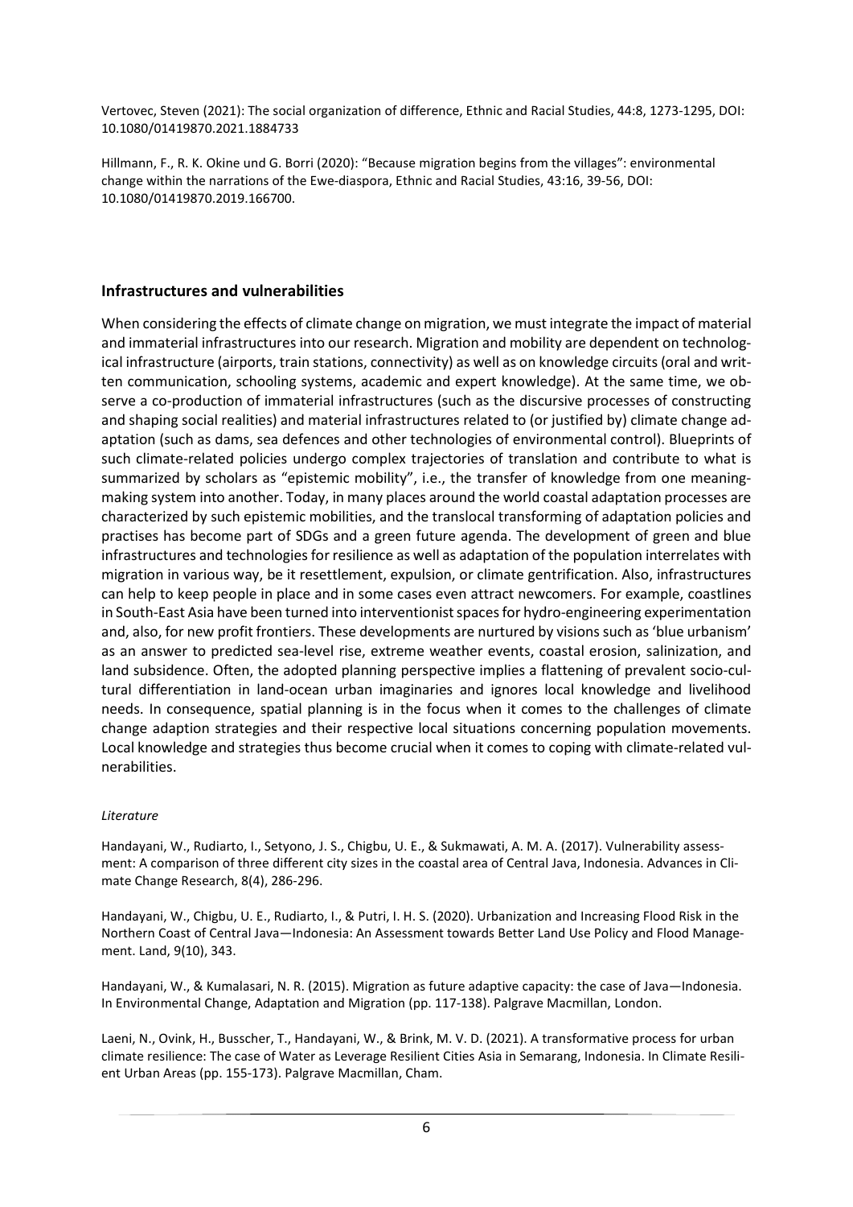Vertovec, Steven (2021): The social organization of difference, Ethnic and Racial Studies, 44:8, 1273-1295, DOI: 10.1080/01419870.2021.1884733

Hillmann, F., R. K. Okine und G. Borri (2020): "Because migration begins from the villages": environmental change within the narrations of the Ewe-diaspora, Ethnic and Racial Studies, 43:16, 39-56, DOI: 10.1080/01419870.2019.166700.

## Infrastructures and vulnerabilities

When considering the effects of climate change on migration, we must integrate the impact of material and immaterial infrastructures into our research. Migration and mobility are dependent on technological infrastructure (airports, train stations, connectivity) as well as on knowledge circuits (oral and written communication, schooling systems, academic and expert knowledge). At the same time, we observe a co-production of immaterial infrastructures (such as the discursive processes of constructing and shaping social realities) and material infrastructures related to (or justified by) climate change adaptation (such as dams, sea defences and other technologies of environmental control). Blueprints of such climate-related policies undergo complex trajectories of translation and contribute to what is summarized by scholars as "epistemic mobility", i.e., the transfer of knowledge from one meaning-making system into another. Today, in many places around the world coastal adaptation processes are characterized by such epistemic mobilities, and the translocal transforming of adaptation policies and practises has become part of SDGs and a green future agenda. The development of green and blue infrastructures and technologies for resilience as well as adaptation of the population interrelates with migration in various way, be it resettlement, expulsion, or climate gentrification. Also, infrastructures can help to keep people in place and in some cases even attract newcomers. For example, coastlines in South-East Asia have been turned into interventionist spaces for hydro-engineering experimentation and, also, for new profit frontiers. These developments are nurtured by visions such as 'blue urbanism' as an answer to predicted sea-level rise, extreme weather events, coastal erosion, salinization, and land subsidence. Often, the adopted planning perspective implies a flattening of prevalent socio-cultural differentiation in land-ocean urban imaginaries and ignores local knowledge and livelihood needs. In consequence, spatial planning is in the focus when it comes to the challenges of climate change adaption strategies and their respective local situations concerning population movements. Local knowledge and strategies thus become crucial when it comes to coping with climate-related vulnerabilities.

*Literature*

Handayani, W., Rudiarto, I., Setyono, J. S., Chigbu, U. E., & Sukmawati, A. M. A. (2017). Vulnerability assessment: A comparison of three different city sizes in the coastal area of Central Java, Indonesia. Advances in Climate Change Research, 8(4), 286-296.

Handayani, W., Chigbu, U. E., Rudiarto, I., & Putri, I. H. S. (2020). Urbanization and Increasing Flood Risk in the Northern Coast of Central Java—Indonesia: An Assessment towards Better Land Use Policy and Flood Management. Land, 9(10), 343.

Handayani, W., & Kumalasari, N. R. (2015). Migration as future adaptive capacity: the case of Java—Indonesia. In Environmental Change, Adaptation and Migration (pp. 117-138). Palgrave Macmillan, London.

Laeni, N., Ovink, H., Busscher, T., Handayani, W., & Brink, M. V. D. (2021). A transformative process for urban climate resilience: The case of Water as Leverage Resilient Cities Asia in Semarang, Indonesia. In Climate Resilient Urban Areas (pp. 155-173). Palgrave Macmillan, Cham.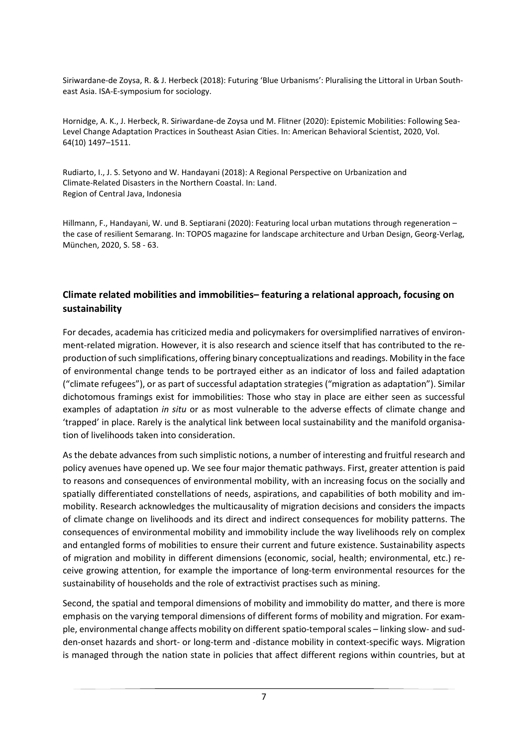Siriwardane-de Zoysa, R. & J. Herbeck (2018): Futuring 'Blue Urbanisms': Pluralising the Littoral in Urban Southeast Asia. ISA-E-symposium for sociology.

Hornidge, A. K., J. Herbeck, R. Siriwardane-de Zoysa und M. Flitner (2020): Epistemic Mobilities: Following Sea-Level Change Adaptation Practices in Southeast Asian Cities. In: American Behavioral Scientist, 2020, Vol. 64(10) 1497–1511.

Rudiarto, I., J. S. Setyono and W. Handayani (2018): A Regional Perspective on Urbanization and Climate-Related Disasters in the Northern Coastal. In: Land.
Region of Central Java, Indonesia

Hillmann, F., Handayani, W. und B. Septiarani (2020): Featuring local urban mutations through regeneration – the case of resilient Semarang. In: TOPOS magazine for landscape architecture and Urban Design, Georg-Verlag, München, 2020, S. 58 - 63.

## Climate related mobilities and immobilities– featuring a relational approach, focusing on sustainability

For decades, academia has criticized media and policymakers for oversimplified narratives of environment-related migration. However, it is also research and science itself that has contributed to the reproduction of such simplifications, offering binary conceptualizations and readings. Mobility in the face of environmental change tends to be portrayed either as an indicator of loss and failed adaptation ("climate refugees"), or as part of successful adaptation strategies ("migration as adaptation"). Similar dichotomous framings exist for immobilities: Those who stay in place are either seen as successful examples of adaptation *in situ* or as most vulnerable to the adverse effects of climate change and 'trapped' in place. Rarely is the analytical link between local sustainability and the manifold organisation of livelihoods taken into consideration.

As the debate advances from such simplistic notions, a number of interesting and fruitful research and policy avenues have opened up. We see four major thematic pathways. First, greater attention is paid to reasons and consequences of environmental mobility, with an increasing focus on the socially and spatially differentiated constellations of needs, aspirations, and capabilities of both mobility and immobility. Research acknowledges the multicausality of migration decisions and considers the impacts of climate change on livelihoods and its direct and indirect consequences for mobility patterns. The consequences of environmental mobility and immobility include the way livelihoods rely on complex and entangled forms of mobilities to ensure their current and future existence. Sustainability aspects of migration and mobility in different dimensions (economic, social, health; environmental, etc.) receive growing attention, for example the importance of long-term environmental resources for the sustainability of households and the role of extractivist practises such as mining.

Second, the spatial and temporal dimensions of mobility and immobility do matter, and there is more emphasis on the varying temporal dimensions of different forms of mobility and migration. For example, environmental change affects mobility on different spatio-temporal scales – linking slow- and sudden-onset hazards and short- or long-term and -distance mobility in context-specific ways. Migration is managed through the nation state in policies that affect different regions within countries, but at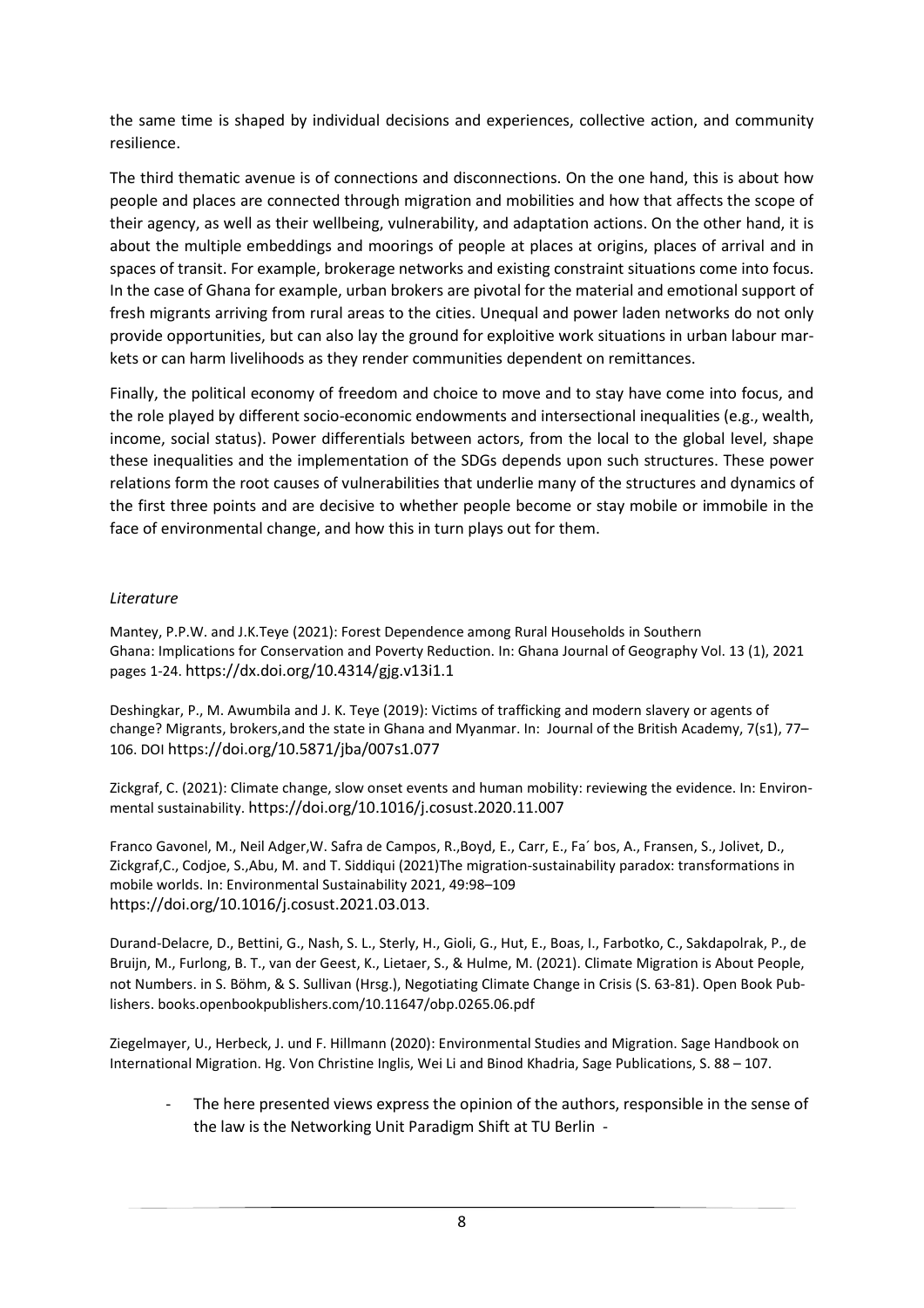the same time is shaped by individual decisions and experiences, collective action, and community resilience.

The third thematic avenue is of connections and disconnections. On the one hand, this is about how people and places are connected through migration and mobilities and how that affects the scope of their agency, as well as their wellbeing, vulnerability, and adaptation actions. On the other hand, it is about the multiple embeddings and moorings of people at places at origins, places of arrival and in spaces of transit. For example, brokerage networks and existing constraint situations come into focus. In the case of Ghana for example, urban brokers are pivotal for the material and emotional support of fresh migrants arriving from rural areas to the cities. Unequal and power laden networks do not only provide opportunities, but can also lay the ground for exploitive work situations in urban labour markets or can harm livelihoods as they render communities dependent on remittances.

Finally, the political economy of freedom and choice to move and to stay have come into focus, and the role played by different socio-economic endowments and intersectional inequalities (e.g., wealth, income, social status). Power differentials between actors, from the local to the global level, shape these inequalities and the implementation of the SDGs depends upon such structures. These power relations form the root causes of vulnerabilities that underlie many of the structures and dynamics of the first three points and are decisive to whether people become or stay mobile or immobile in the face of environmental change, and how this in turn plays out for them.

*Literature*

Mantey, P.P.W. and J.K.Teye (2021): Forest Dependence among Rural Households in Southern Ghana: Implications for Conservation and Poverty Reduction. In: Ghana Journal of Geography Vol. 13 (1), 2021 pages 1-24. https://dx.doi.org/10.4314/gjg.v13i1.1

Deshingkar, P., M. Awumbila and J. K. Teye (2019): Victims of trafficking and modern slavery or agents of change? Migrants, brokers,and the state in Ghana and Myanmar. In: Journal of the British Academy, 7(s1), 77–106. DOI https://doi.org/10.5871/jba/007s1.077

Zickgraf, C. (2021): Climate change, slow onset events and human mobility: reviewing the evidence. In: Environmental sustainability. https://doi.org/10.1016/j.cosust.2020.11.007

Franco Gavonel, M., Neil Adger,W. Safra de Campos, R.,Boyd, E., Carr, E., Fa´ bos, A., Fransen, S., Jolivet, D., Zickgraf,C., Codjoe, S.,Abu, M. and T. Siddiqui (2021)The migration-sustainability paradox: transformations in mobile worlds. In: Environmental Sustainability 2021, 49:98–109 https://doi.org/10.1016/j.cosust.2021.03.013.

Durand-Delacre, D., Bettini, G., Nash, S. L., Sterly, H., Gioli, G., Hut, E., Boas, I., Farbotko, C., Sakdapolrak, P., de Bruijn, M., Furlong, B. T., van der Geest, K., Lietaer, S., & Hulme, M. (2021). Climate Migration is About People, not Numbers. in S. Böhm, & S. Sullivan (Hrsg.), Negotiating Climate Change in Crisis (S. 63-81). Open Book Publishers. books.openbookpublishers.com/10.11647/obp.0265.06.pdf

Ziegelmayer, U., Herbeck, J. und F. Hillmann (2020): Environmental Studies and Migration. Sage Handbook on International Migration. Hg. Von Christine Inglis, Wei Li and Binod Khadria, Sage Publications, S. 88 – 107.

- The here presented views express the opinion of the authors, responsible in the sense of the law is the Networking Unit Paradigm Shift at TU Berlin -